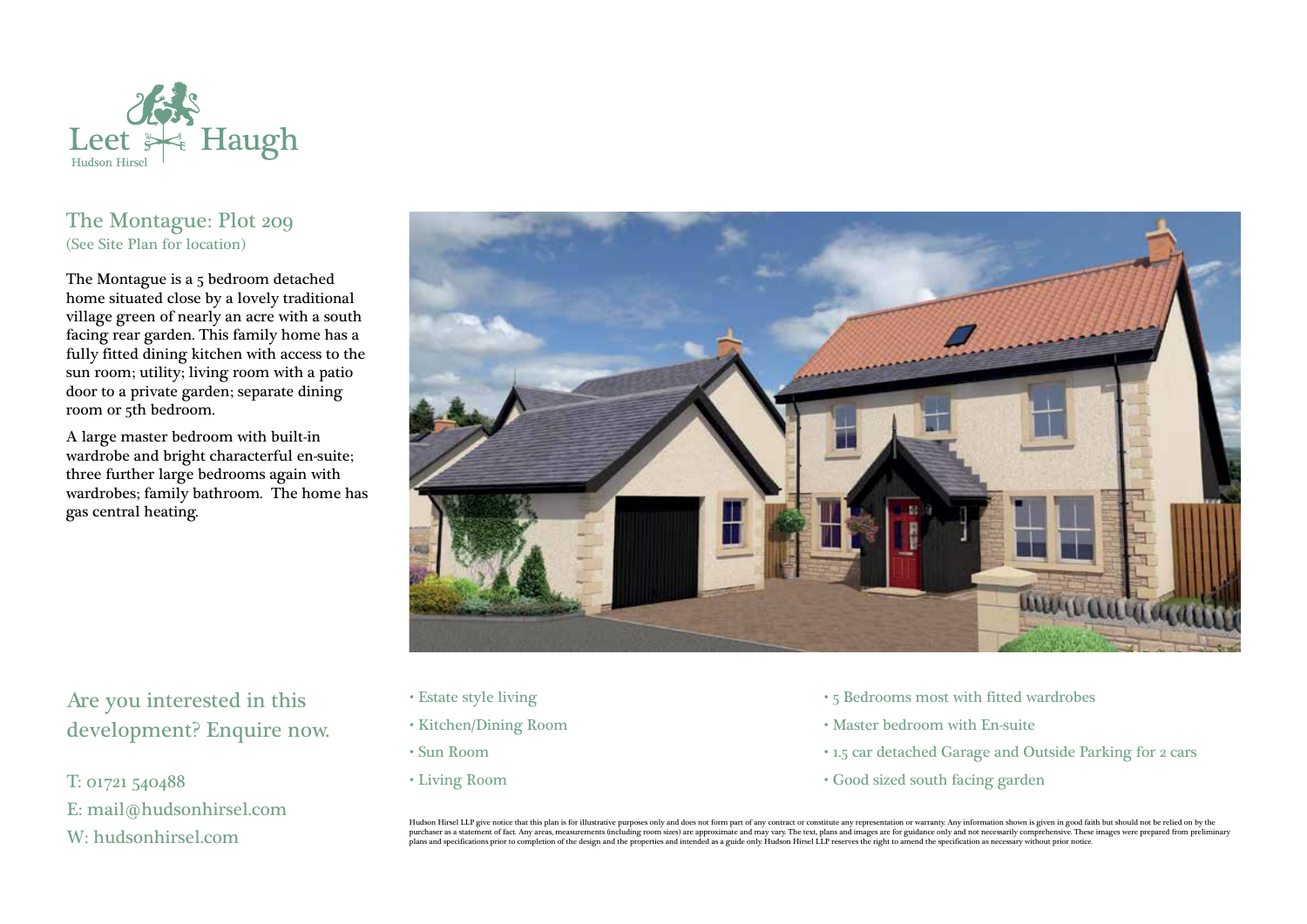Leet Haugh
Hudson Hirsel

## The Montague: Plot 209

(See Site Plan for location)

The Montague is a 5 bedroom detached home situated close by a lovely traditional village green of nearly an acre with a south facing rear garden. This family home has a fully fitted dining kitchen with access to the sun room; utility; living room with a patio door to a private garden; separate dining room or 5th bedroom.

A large master bedroom with built-in wardrobe and bright characterful en-suite; three further large bedrooms again with wardrobes; family bathroom. The home has gas central heating.

- Estate style living
- Kitchen/Dining Room
- Sun Room
- Living Room
- 5 Bedrooms most with fitted wardrobes
- Master bedroom with En-suite
- 1.5 car detached Garage and Outside Parking for 2 cars
- Good sized south facing garden

## Are you interested in this development? Enquire now.

T: 01721 540488
E: mail@hudsonhirsel.com
W: hudsonhirsel.com

Hudson Hirsel LLP give notice that this plan is for illustrative purposes only and does not form part of any contract or constitute any representation or warranty. Any information shown is given in good faith but should not be relied on by the purchaser as a statement of fact. Any areas, measurements (including room sizes) are approximate and may vary. The text, plans and images are for guidance only and not necessarily comprehensive. These images were prepared from preliminary plans and specifications prior to completion of the design and the properties and intended as a guide only. Hudson Hirsel LLP reserves the right to amend the specification as necessary without prior notice.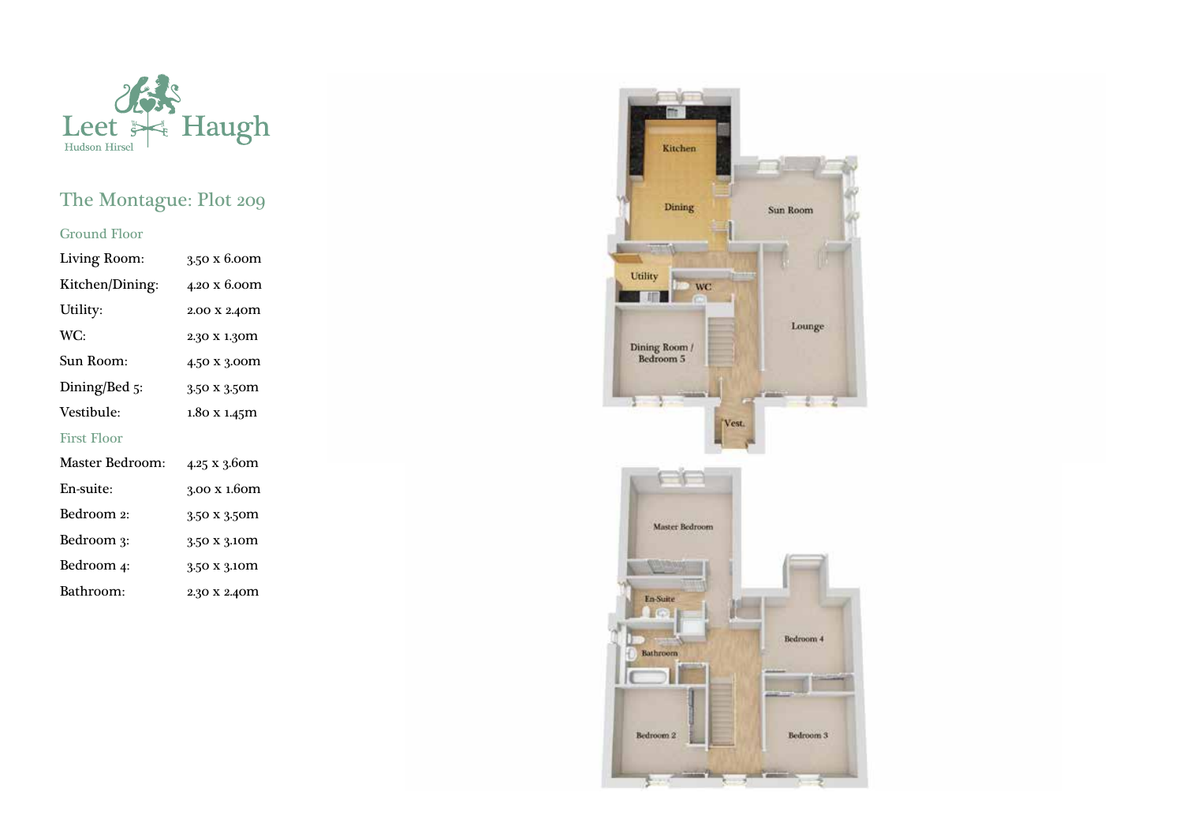Leet Haugh

Hudson Hirsel

## The Montague: Plot 209

### Ground Floor

| | |
|---|---|
| Living Room: | 3.50 x 6.00m |
| Kitchen/Dining: | 4.20 x 6.00m |
| Utility: | 2.00 x 2.40m |
| WC: | 2.30 x 1.30m |
| Sun Room: | 4.50 x 3.00m |
| Dining/Bed 5: | 3.50 x 3.50m |
| Vestibule: | 1.80 x 1.45m |

### First Floor

| | |
|---|---|
| Master Bedroom: | 4.25 x 3.60m |
| En-suite: | 3.00 x 1.60m |
| Bedroom 2: | 3.50 x 3.50m |
| Bedroom 3: | 3.50 x 3.10m |
| Bedroom 4: | 3.50 x 3.10m |
| Bathroom: | 2.30 x 2.40m |

Kitchen

Dining

Sun Room

Utility

WC

Lounge

Dining Room / Bedroom 5

Vest.

Master Bedroom

En-Suite

Bathroom

Bedroom 4

Bedroom 2

Bedroom 3